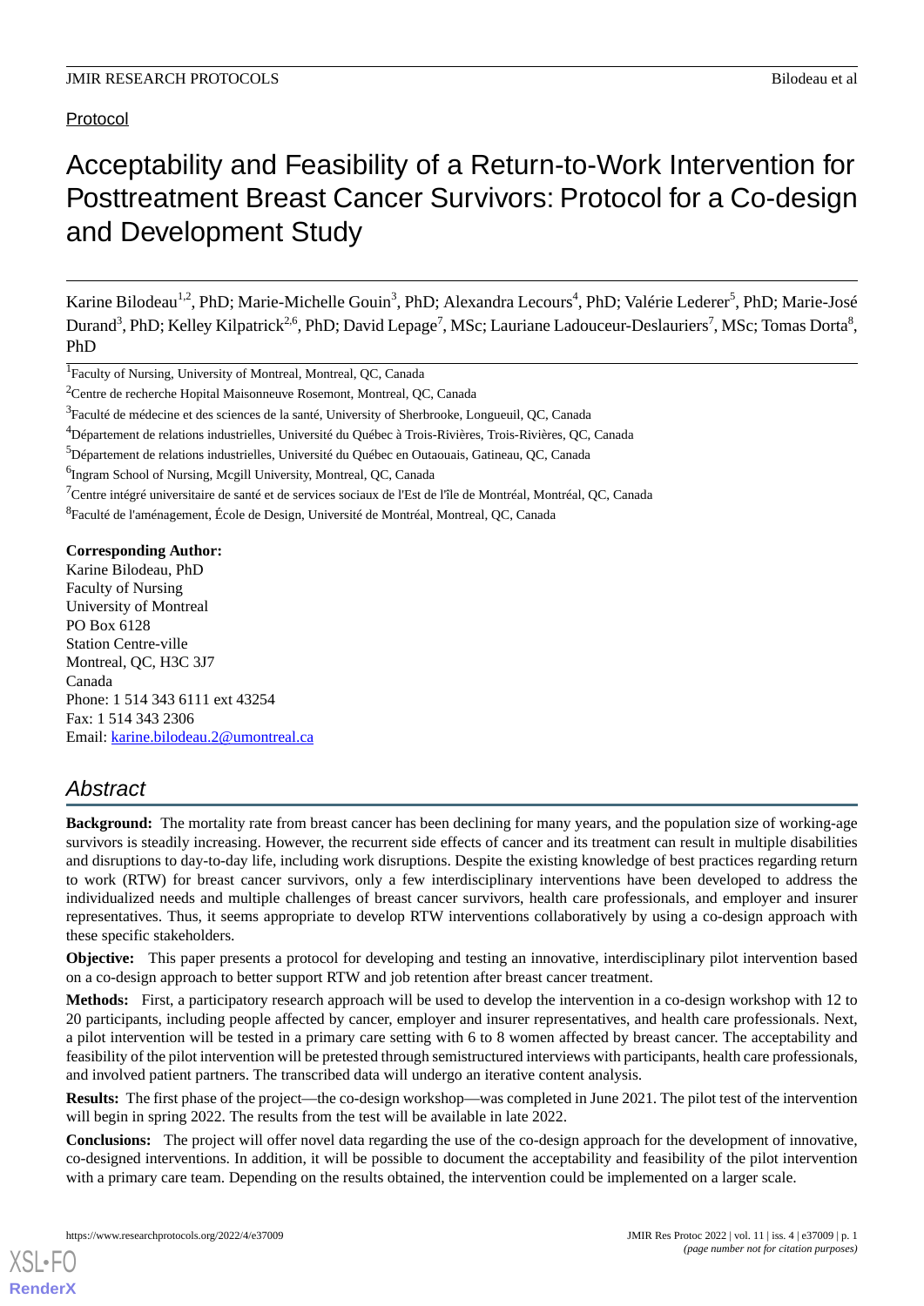Protocol

# Acceptability and Feasibility of a Return-to-Work Intervention for Posttreatment Breast Cancer Survivors: Protocol for a Co-design and Development Study

Karine Bilodeau[1,2], PhD; Marie-Michelle Gouin[3], PhD; Alexandra Lecours[4], PhD; Valérie Lederer[5], PhD; Marie-José Durand[3], PhD; Kelley Kilpatrick[2,6], PhD; David Lepage[7], MSc; Lauriane Ladouceur-Deslauriers[7], MSc; Tomas Dorta[8], PhD

[1]Faculty of Nursing, University of Montreal, Montreal, QC, Canada

[2]Centre de recherche Hopital Maisonneuve Rosemont, Montreal, QC, Canada

[3]Faculté de médecine et des sciences de la santé, University of Sherbrooke, Longueuil, QC, Canada

[4]Département de relations industrielles, Université du Québec à Trois-Rivières, Trois-Rivières, QC, Canada

[5]Département de relations industrielles, Université du Québec en Outaouais, Gatineau, QC, Canada

[6]Ingram School of Nursing, Mcgill University, Montreal, QC, Canada

[7]Centre intégré universitaire de santé et de services sociaux de l'Est de l'île de Montréal, Montréal, QC, Canada

[8]Faculté de l'aménagement, École de Design, Université de Montréal, Montreal, QC, Canada

**Corresponding Author:**
Karine Bilodeau, PhD
Faculty of Nursing
University of Montreal
PO Box 6128
Station Centre-ville
Montreal, QC, H3C 3J7
Canada
Phone: 1 514 343 6111 ext 43254
Fax: 1 514 343 2306
Email: karine.bilodeau.2@umontreal.ca

## Abstract

**Background:** The mortality rate from breast cancer has been declining for many years, and the population size of working-age survivors is steadily increasing. However, the recurrent side effects of cancer and its treatment can result in multiple disabilities and disruptions to day-to-day life, including work disruptions. Despite the existing knowledge of best practices regarding return to work (RTW) for breast cancer survivors, only a few interdisciplinary interventions have been developed to address the individualized needs and multiple challenges of breast cancer survivors, health care professionals, and employer and insurer representatives. Thus, it seems appropriate to develop RTW interventions collaboratively by using a co-design approach with these specific stakeholders.

**Objective:** This paper presents a protocol for developing and testing an innovative, interdisciplinary pilot intervention based on a co-design approach to better support RTW and job retention after breast cancer treatment.

**Methods:** First, a participatory research approach will be used to develop the intervention in a co-design workshop with 12 to 20 participants, including people affected by cancer, employer and insurer representatives, and health care professionals. Next, a pilot intervention will be tested in a primary care setting with 6 to 8 women affected by breast cancer. The acceptability and feasibility of the pilot intervention will be pretested through semistructured interviews with participants, health care professionals, and involved patient partners. The transcribed data will undergo an iterative content analysis.

**Results:** The first phase of the project—the co-design workshop—was completed in June 2021. The pilot test of the intervention will begin in spring 2022. The results from the test will be available in late 2022.

**Conclusions:** The project will offer novel data regarding the use of the co-design approach for the development of innovative, co-designed interventions. In addition, it will be possible to document the acceptability and feasibility of the pilot intervention with a primary care team. Depending on the results obtained, the intervention could be implemented on a larger scale.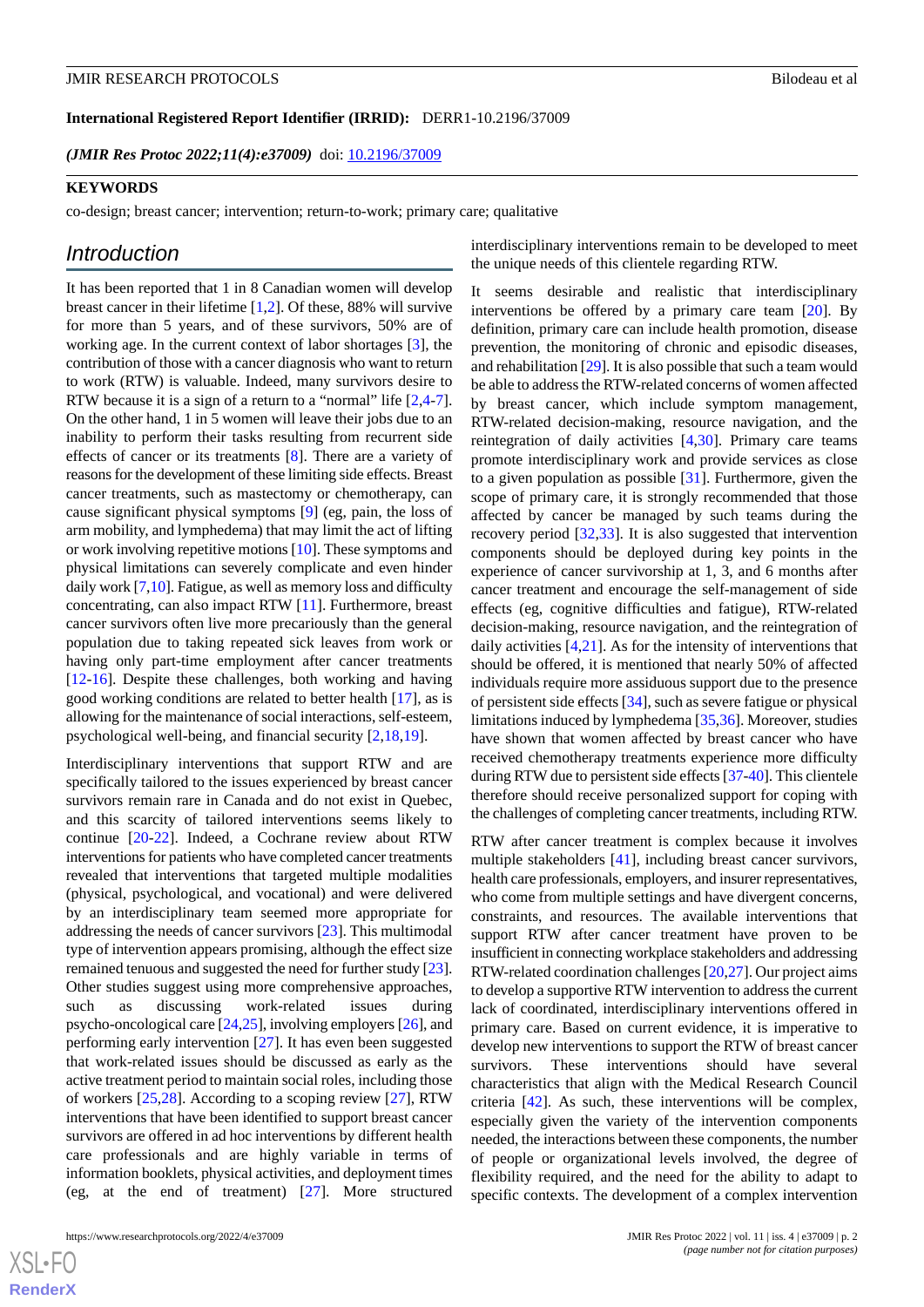**International Registered Report Identifier (IRRID):** DERR1-10.2196/37009

*(JMIR Res Protoc 2022;11(4):e37009)* doi: 10.2196/37009

**KEYWORDS**

co-design; breast cancer; intervention; return-to-work; primary care; qualitative

## Introduction

It has been reported that 1 in 8 Canadian women will develop breast cancer in their lifetime [1,2]. Of these, 88% will survive for more than 5 years, and of these survivors, 50% are of working age. In the current context of labor shortages [3], the contribution of those with a cancer diagnosis who want to return to work (RTW) is valuable. Indeed, many survivors desire to RTW because it is a sign of a return to a "normal" life [2,4-7]. On the other hand, 1 in 5 women will leave their jobs due to an inability to perform their tasks resulting from recurrent side effects of cancer or its treatments [8]. There are a variety of reasons for the development of these limiting side effects. Breast cancer treatments, such as mastectomy or chemotherapy, can cause significant physical symptoms [9] (eg, pain, the loss of arm mobility, and lymphedema) that may limit the act of lifting or work involving repetitive motions [10]. These symptoms and physical limitations can severely complicate and even hinder daily work [7,10]. Fatigue, as well as memory loss and difficulty concentrating, can also impact RTW [11]. Furthermore, breast cancer survivors often live more precariously than the general population due to taking repeated sick leaves from work or having only part-time employment after cancer treatments [12-16]. Despite these challenges, both working and having good working conditions are related to better health [17], as is allowing for the maintenance of social interactions, self-esteem, psychological well-being, and financial security [2,18,19].

Interdisciplinary interventions that support RTW and are specifically tailored to the issues experienced by breast cancer survivors remain rare in Canada and do not exist in Quebec, and this scarcity of tailored interventions seems likely to continue [20-22]. Indeed, a Cochrane review about RTW interventions for patients who have completed cancer treatments revealed that interventions that targeted multiple modalities (physical, psychological, and vocational) and were delivered by an interdisciplinary team seemed more appropriate for addressing the needs of cancer survivors [23]. This multimodal type of intervention appears promising, although the effect size remained tenuous and suggested the need for further study [23]. Other studies suggest using more comprehensive approaches, such as discussing work-related issues during psycho-oncological care [24,25], involving employers [26], and performing early intervention [27]. It has even been suggested that work-related issues should be discussed as early as the active treatment period to maintain social roles, including those of workers [25,28]. According to a scoping review [27], RTW interventions that have been identified to support breast cancer survivors are offered in ad hoc interventions by different health care professionals and are highly variable in terms of information booklets, physical activities, and deployment times (eg, at the end of treatment) [27]. More structured interdisciplinary interventions remain to be developed to meet the unique needs of this clientele regarding RTW.

It seems desirable and realistic that interdisciplinary interventions be offered by a primary care team [20]. By definition, primary care can include health promotion, disease prevention, the monitoring of chronic and episodic diseases, and rehabilitation [29]. It is also possible that such a team would be able to address the RTW-related concerns of women affected by breast cancer, which include symptom management, RTW-related decision-making, resource navigation, and the reintegration of daily activities [4,30]. Primary care teams promote interdisciplinary work and provide services as close to a given population as possible [31]. Furthermore, given the scope of primary care, it is strongly recommended that those affected by cancer be managed by such teams during the recovery period [32,33]. It is also suggested that intervention components should be deployed during key points in the experience of cancer survivorship at 1, 3, and 6 months after cancer treatment and encourage the self-management of side effects (eg, cognitive difficulties and fatigue), RTW-related decision-making, resource navigation, and the reintegration of daily activities [4,21]. As for the intensity of interventions that should be offered, it is mentioned that nearly 50% of affected individuals require more assiduous support due to the presence of persistent side effects [34], such as severe fatigue or physical limitations induced by lymphedema [35,36]. Moreover, studies have shown that women affected by breast cancer who have received chemotherapy treatments experience more difficulty during RTW due to persistent side effects [37-40]. This clientele therefore should receive personalized support for coping with the challenges of completing cancer treatments, including RTW.

RTW after cancer treatment is complex because it involves multiple stakeholders [41], including breast cancer survivors, health care professionals, employers, and insurer representatives, who come from multiple settings and have divergent concerns, constraints, and resources. The available interventions that support RTW after cancer treatment have proven to be insufficient in connecting workplace stakeholders and addressing RTW-related coordination challenges [20,27]. Our project aims to develop a supportive RTW intervention to address the current lack of coordinated, interdisciplinary interventions offered in primary care. Based on current evidence, it is imperative to develop new interventions to support the RTW of breast cancer survivors. These interventions should have several characteristics that align with the Medical Research Council criteria [42]. As such, these interventions will be complex, especially given the variety of the intervention components needed, the interactions between these components, the number of people or organizational levels involved, the degree of flexibility required, and the need for the ability to adapt to specific contexts. The development of a complex intervention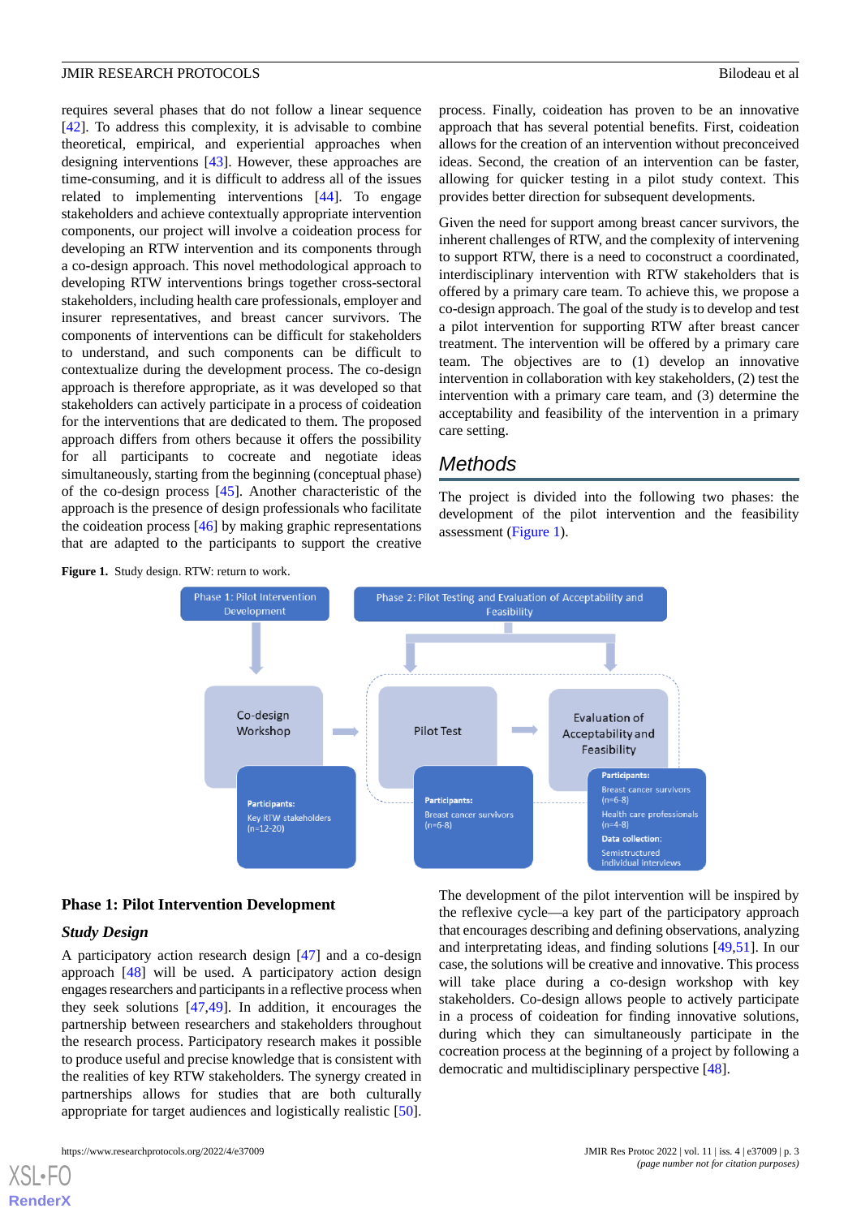requires several phases that do not follow a linear sequence [42]. To address this complexity, it is advisable to combine theoretical, empirical, and experiential approaches when designing interventions [43]. However, these approaches are time-consuming, and it is difficult to address all of the issues related to implementing interventions [44]. To engage stakeholders and achieve contextually appropriate intervention components, our project will involve a coideation process for developing an RTW intervention and its components through a co-design approach. This novel methodological approach to developing RTW interventions brings together cross-sectoral stakeholders, including health care professionals, employer and insurer representatives, and breast cancer survivors. The components of interventions can be difficult for stakeholders to understand, and such components can be difficult to contextualize during the development process. The co-design approach is therefore appropriate, as it was developed so that stakeholders can actively participate in a process of coideation for the interventions that are dedicated to them. The proposed approach differs from others because it offers the possibility for all participants to cocreate and negotiate ideas simultaneously, starting from the beginning (conceptual phase) of the co-design process [45]. Another characteristic of the approach is the presence of design professionals who facilitate the coideation process [46] by making graphic representations that are adapted to the participants to support the creative process. Finally, coideation has proven to be an innovative approach that has several potential benefits. First, coideation allows for the creation of an intervention without preconceived ideas. Second, the creation of an intervention can be faster, allowing for quicker testing in a pilot study context. This provides better direction for subsequent developments.

Given the need for support among breast cancer survivors, the inherent challenges of RTW, and the complexity of intervening to support RTW, there is a need to coconstruct a coordinated, interdisciplinary intervention with RTW stakeholders that is offered by a primary care team. To achieve this, we propose a co-design approach. The goal of the study is to develop and test a pilot intervention for supporting RTW after breast cancer treatment. The intervention will be offered by a primary care team. The objectives are to (1) develop an innovative intervention in collaboration with key stakeholders, (2) test the intervention with a primary care team, and (3) determine the acceptability and feasibility of the intervention in a primary care setting.

## Methods

The project is divided into the following two phases: the development of the pilot intervention and the feasibility assessment (Figure 1).

**Figure 1.** Study design. RTW: return to work.

Phase 1: Pilot Intervention Development
- Co-design Workshop — Participants: Key RTW stakeholders (n=12-20)

Phase 2: Pilot Testing and Evaluation of Acceptability and Feasibility
- Pilot Test — Participants: Breast cancer survivors (n=6-8)
- Evaluation of Acceptability and Feasibility — Participants: Breast cancer survivors (n=6-8); Health care professionals (n=4-8). Data collection: Semistructured individual interviews

### Phase 1: Pilot Intervention Development

#### Study Design

A participatory action research design [47] and a co-design approach [48] will be used. A participatory action design engages researchers and participants in a reflective process when they seek solutions [47,49]. In addition, it encourages the partnership between researchers and stakeholders throughout the research process. Participatory research makes it possible to produce useful and precise knowledge that is consistent with the realities of key RTW stakeholders. The synergy created in partnerships allows for studies that are both culturally appropriate for target audiences and logistically realistic [50].

The development of the pilot intervention will be inspired by the reflexive cycle—a key part of the participatory approach that encourages describing and defining observations, analyzing and interpreting ideas, and finding solutions [49,51]. In our case, the solutions will be creative and innovative. This process will take place during a co-design workshop with key stakeholders. Co-design allows people to actively participate in a process of coideation for finding innovative solutions, during which they can simultaneously participate in the cocreation process at the beginning of a project by following a democratic and multidisciplinary perspective [48].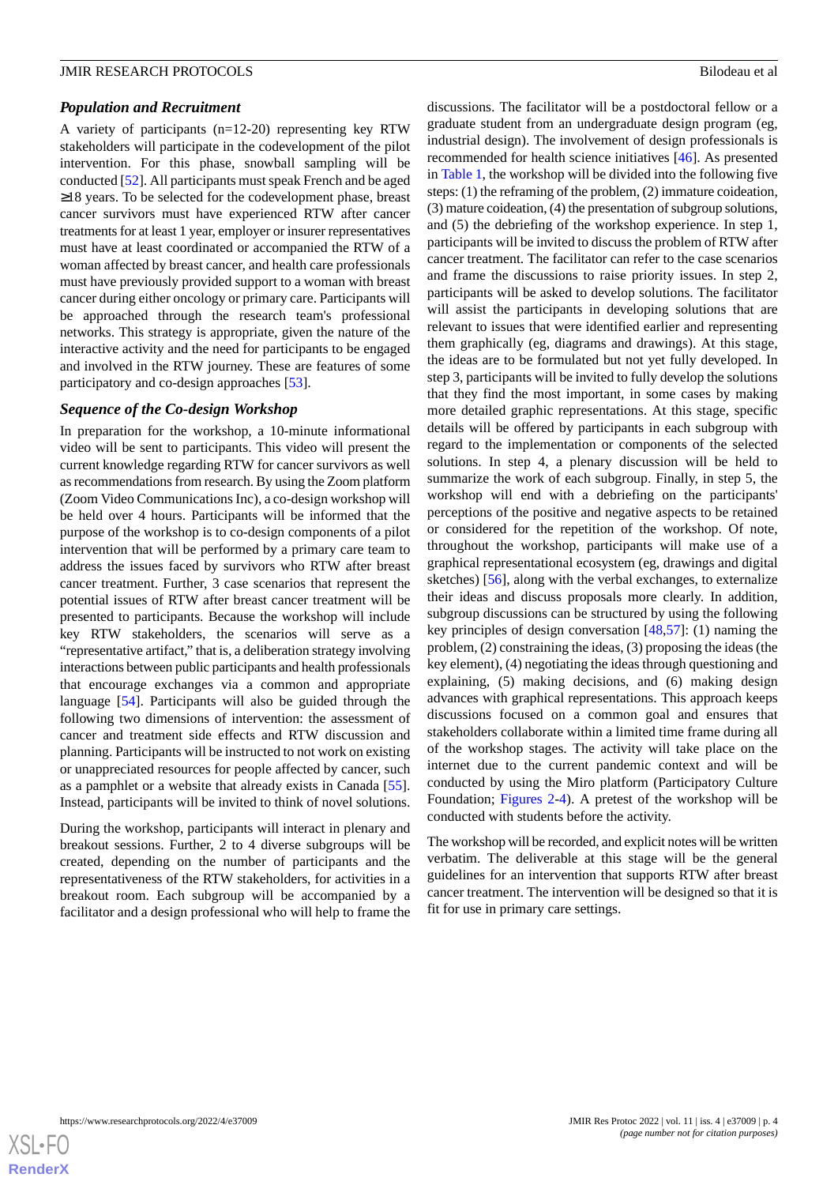### *Population and Recruitment*

A variety of participants (n=12-20) representing key RTW stakeholders will participate in the codevelopment of the pilot intervention. For this phase, snowball sampling will be conducted [52]. All participants must speak French and be aged ≥18 years. To be selected for the codevelopment phase, breast cancer survivors must have experienced RTW after cancer treatments for at least 1 year, employer or insurer representatives must have at least coordinated or accompanied the RTW of a woman affected by breast cancer, and health care professionals must have previously provided support to a woman with breast cancer during either oncology or primary care. Participants will be approached through the research team's professional networks. This strategy is appropriate, given the nature of the interactive activity and the need for participants to be engaged and involved in the RTW journey. These are features of some participatory and co-design approaches [53].

### *Sequence of the Co-design Workshop*

In preparation for the workshop, a 10-minute informational video will be sent to participants. This video will present the current knowledge regarding RTW for cancer survivors as well as recommendations from research. By using the Zoom platform (Zoom Video Communications Inc), a co-design workshop will be held over 4 hours. Participants will be informed that the purpose of the workshop is to co-design components of a pilot intervention that will be performed by a primary care team to address the issues faced by survivors who RTW after breast cancer treatment. Further, 3 case scenarios that represent the potential issues of RTW after breast cancer treatment will be presented to participants. Because the workshop will include key RTW stakeholders, the scenarios will serve as a "representative artifact," that is, a deliberation strategy involving interactions between public participants and health professionals that encourage exchanges via a common and appropriate language [54]. Participants will also be guided through the following two dimensions of intervention: the assessment of cancer and treatment side effects and RTW discussion and planning. Participants will be instructed to not work on existing or unappreciated resources for people affected by cancer, such as a pamphlet or a website that already exists in Canada [55]. Instead, participants will be invited to think of novel solutions.

During the workshop, participants will interact in plenary and breakout sessions. Further, 2 to 4 diverse subgroups will be created, depending on the number of participants and the representativeness of the RTW stakeholders, for activities in a breakout room. Each subgroup will be accompanied by a facilitator and a design professional who will help to frame the discussions. The facilitator will be a postdoctoral fellow or a graduate student from an undergraduate design program (eg, industrial design). The involvement of design professionals is recommended for health science initiatives [46]. As presented in Table 1, the workshop will be divided into the following five steps: (1) the reframing of the problem, (2) immature coideation, (3) mature coideation, (4) the presentation of subgroup solutions, and (5) the debriefing of the workshop experience. In step 1, participants will be invited to discuss the problem of RTW after cancer treatment. The facilitator can refer to the case scenarios and frame the discussions to raise priority issues. In step 2, participants will be asked to develop solutions. The facilitator will assist the participants in developing solutions that are relevant to issues that were identified earlier and representing them graphically (eg, diagrams and drawings). At this stage, the ideas are to be formulated but not yet fully developed. In step 3, participants will be invited to fully develop the solutions that they find the most important, in some cases by making more detailed graphic representations. At this stage, specific details will be offered by participants in each subgroup with regard to the implementation or components of the selected solutions. In step 4, a plenary discussion will be held to summarize the work of each subgroup. Finally, in step 5, the workshop will end with a debriefing on the participants' perceptions of the positive and negative aspects to be retained or considered for the repetition of the workshop. Of note, throughout the workshop, participants will make use of a graphical representational ecosystem (eg, drawings and digital sketches) [56], along with the verbal exchanges, to externalize their ideas and discuss proposals more clearly. In addition, subgroup discussions can be structured by using the following key principles of design conversation [48,57]: (1) naming the problem, (2) constraining the ideas, (3) proposing the ideas (the key element), (4) negotiating the ideas through questioning and explaining, (5) making decisions, and (6) making design advances with graphical representations. This approach keeps discussions focused on a common goal and ensures that stakeholders collaborate within a limited time frame during all of the workshop stages. The activity will take place on the internet due to the current pandemic context and will be conducted by using the Miro platform (Participatory Culture Foundation; Figures 2-4). A pretest of the workshop will be conducted with students before the activity.

The workshop will be recorded, and explicit notes will be written verbatim. The deliverable at this stage will be the general guidelines for an intervention that supports RTW after breast cancer treatment. The intervention will be designed so that it is fit for use in primary care settings.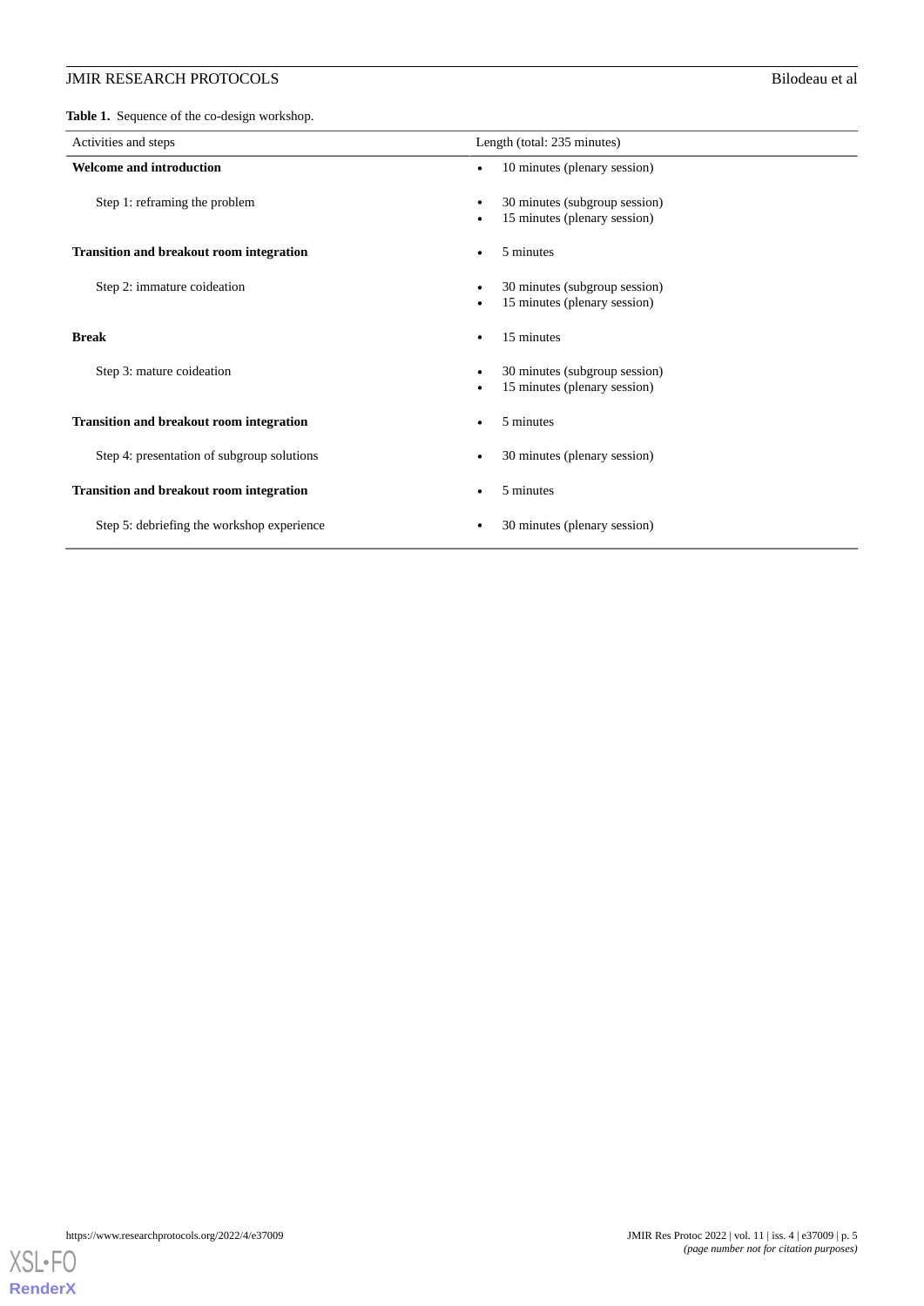**Table 1.** Sequence of the co-design workshop.

| Activities and steps | Length (total: 235 minutes) |
|---|---|
| **Welcome and introduction** | • 10 minutes (plenary session) |
| Step 1: reframing the problem | • 30 minutes (subgroup session)<br>• 15 minutes (plenary session) |
| **Transition and breakout room integration** | • 5 minutes |
| Step 2: immature coideation | • 30 minutes (subgroup session)<br>• 15 minutes (plenary session) |
| **Break** | • 15 minutes |
| Step 3: mature coideation | • 30 minutes (subgroup session)<br>• 15 minutes (plenary session) |
| **Transition and breakout room integration** | • 5 minutes |
| Step 4: presentation of subgroup solutions | • 30 minutes (plenary session) |
| **Transition and breakout room integration** | • 5 minutes |
| Step 5: debriefing the workshop experience | • 30 minutes (plenary session) |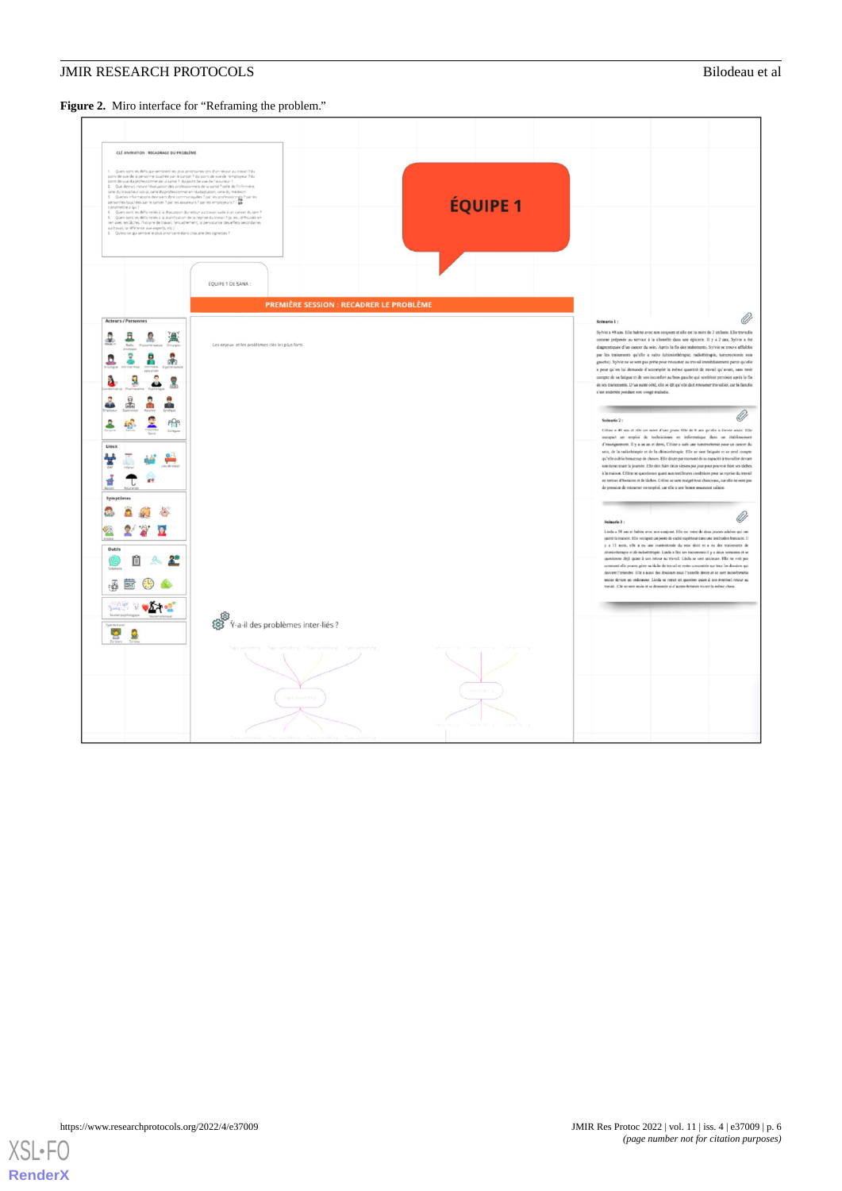**Figure 2.** Miro interface for "Reframing the problem."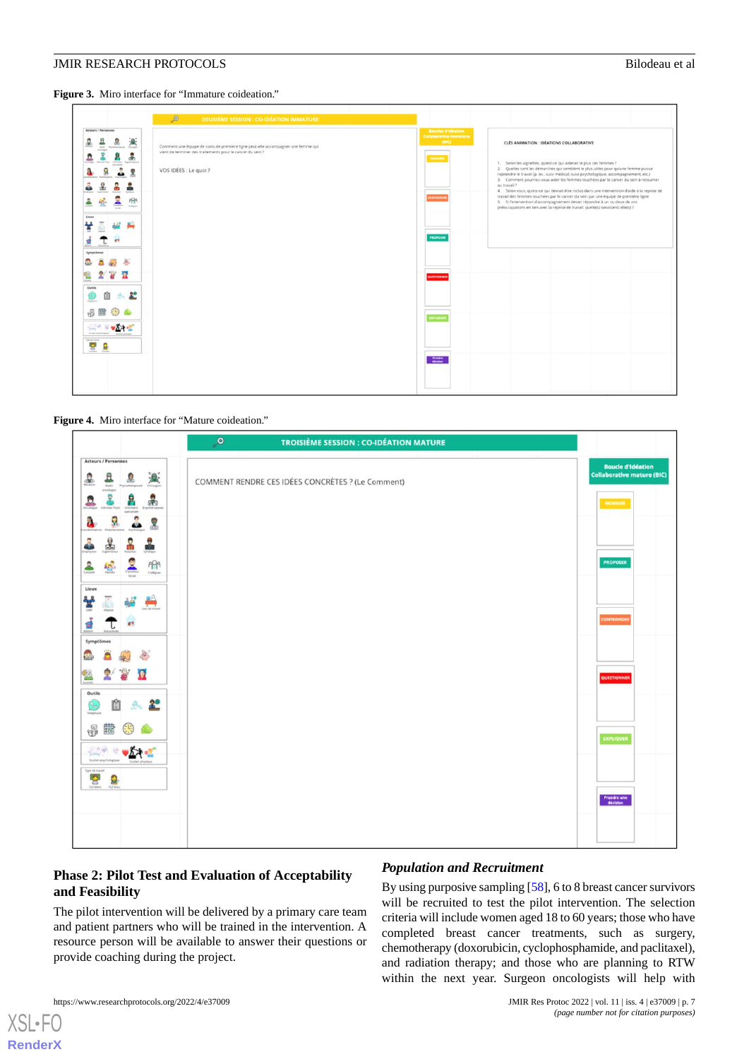**Figure 3.** Miro interface for “Immature coideation.”

**Figure 4.** Miro interface for “Mature coideation.”

## Phase 2: Pilot Test and Evaluation of Acceptability and Feasibility

The pilot intervention will be delivered by a primary care team and patient partners who will be trained in the intervention. A resource person will be available to answer their questions or provide coaching during the project.

### *Population and Recruitment*

By using purposive sampling [58], 6 to 8 breast cancer survivors will be recruited to test the pilot intervention. The selection criteria will include women aged 18 to 60 years; those who have completed breast cancer treatments, such as surgery, chemotherapy (doxorubicin, cyclophosphamide, and paclitaxel), and radiation therapy; and those who are planning to RTW within the next year. Surgeon oncologists will help with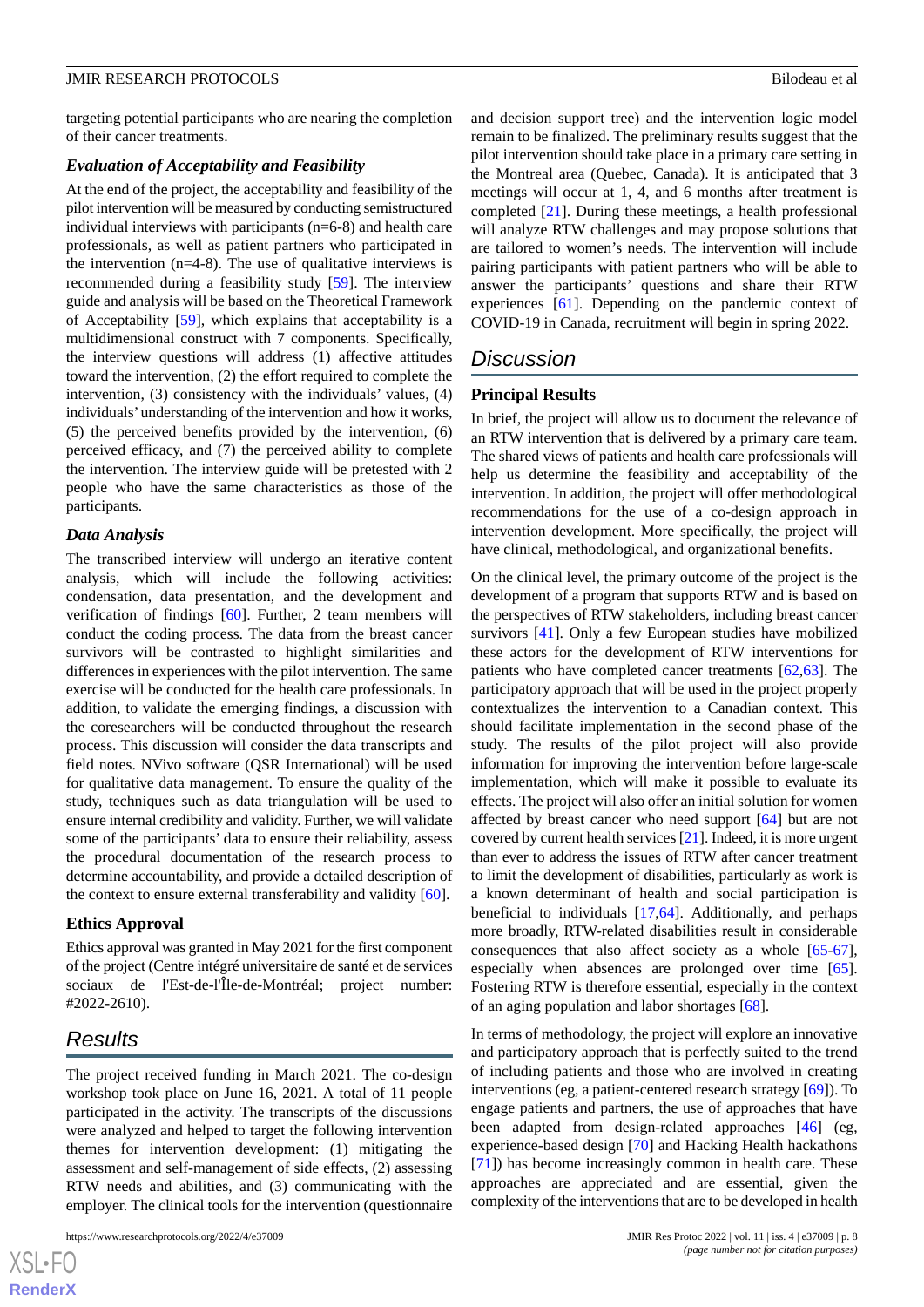targeting potential participants who are nearing the completion of their cancer treatments.

### *Evaluation of Acceptability and Feasibility*

At the end of the project, the acceptability and feasibility of the pilot intervention will be measured by conducting semistructured individual interviews with participants (n=6-8) and health care professionals, as well as patient partners who participated in the intervention (n=4-8). The use of qualitative interviews is recommended during a feasibility study [59]. The interview guide and analysis will be based on the Theoretical Framework of Acceptability [59], which explains that acceptability is a multidimensional construct with 7 components. Specifically, the interview questions will address (1) affective attitudes toward the intervention, (2) the effort required to complete the intervention, (3) consistency with the individuals' values, (4) individuals' understanding of the intervention and how it works, (5) the perceived benefits provided by the intervention, (6) perceived efficacy, and (7) the perceived ability to complete the intervention. The interview guide will be pretested with 2 people who have the same characteristics as those of the participants.

### *Data Analysis*

The transcribed interview will undergo an iterative content analysis, which will include the following activities: condensation, data presentation, and the development and verification of findings [60]. Further, 2 team members will conduct the coding process. The data from the breast cancer survivors will be contrasted to highlight similarities and differences in experiences with the pilot intervention. The same exercise will be conducted for the health care professionals. In addition, to validate the emerging findings, a discussion with the coresearchers will be conducted throughout the research process. This discussion will consider the data transcripts and field notes. NVivo software (QSR International) will be used for qualitative data management. To ensure the quality of the study, techniques such as data triangulation will be used to ensure internal credibility and validity. Further, we will validate some of the participants' data to ensure their reliability, assess the procedural documentation of the research process to determine accountability, and provide a detailed description of the context to ensure external transferability and validity [60].

### Ethics Approval

Ethics approval was granted in May 2021 for the first component of the project (Centre intégré universitaire de santé et de services sociaux de l'Est-de-l'Île-de-Montréal; project number: #2022-2610).

## Results

The project received funding in March 2021. The co-design workshop took place on June 16, 2021. A total of 11 people participated in the activity. The transcripts of the discussions were analyzed and helped to target the following intervention themes for intervention development: (1) mitigating the assessment and self-management of side effects, (2) assessing RTW needs and abilities, and (3) communicating with the employer. The clinical tools for the intervention (questionnaire and decision support tree) and the intervention logic model remain to be finalized. The preliminary results suggest that the pilot intervention should take place in a primary care setting in the Montreal area (Quebec, Canada). It is anticipated that 3 meetings will occur at 1, 4, and 6 months after treatment is completed [21]. During these meetings, a health professional will analyze RTW challenges and may propose solutions that are tailored to women's needs. The intervention will include pairing participants with patient partners who will be able to answer the participants' questions and share their RTW experiences [61]. Depending on the pandemic context of COVID-19 in Canada, recruitment will begin in spring 2022.

## Discussion

### Principal Results

In brief, the project will allow us to document the relevance of an RTW intervention that is delivered by a primary care team. The shared views of patients and health care professionals will help us determine the feasibility and acceptability of the intervention. In addition, the project will offer methodological recommendations for the use of a co-design approach in intervention development. More specifically, the project will have clinical, methodological, and organizational benefits.

On the clinical level, the primary outcome of the project is the development of a program that supports RTW and is based on the perspectives of RTW stakeholders, including breast cancer survivors [41]. Only a few European studies have mobilized these actors for the development of RTW interventions for patients who have completed cancer treatments [62,63]. The participatory approach that will be used in the project properly contextualizes the intervention to a Canadian context. This should facilitate implementation in the second phase of the study. The results of the pilot project will also provide information for improving the intervention before large-scale implementation, which will make it possible to evaluate its effects. The project will also offer an initial solution for women affected by breast cancer who need support [64] but are not covered by current health services [21]. Indeed, it is more urgent than ever to address the issues of RTW after cancer treatment to limit the development of disabilities, particularly as work is a known determinant of health and social participation is beneficial to individuals [17,64]. Additionally, and perhaps more broadly, RTW-related disabilities result in considerable consequences that also affect society as a whole [65-67], especially when absences are prolonged over time [65]. Fostering RTW is therefore essential, especially in the context of an aging population and labor shortages [68].

In terms of methodology, the project will explore an innovative and participatory approach that is perfectly suited to the trend of including patients and those who are involved in creating interventions (eg, a patient-centered research strategy [69]). To engage patients and partners, the use of approaches that have been adapted from design-related approaches [46] (eg, experience-based design [70] and Hacking Health hackathons [71]) has become increasingly common in health care. These approaches are appreciated and are essential, given the complexity of the interventions that are to be developed in health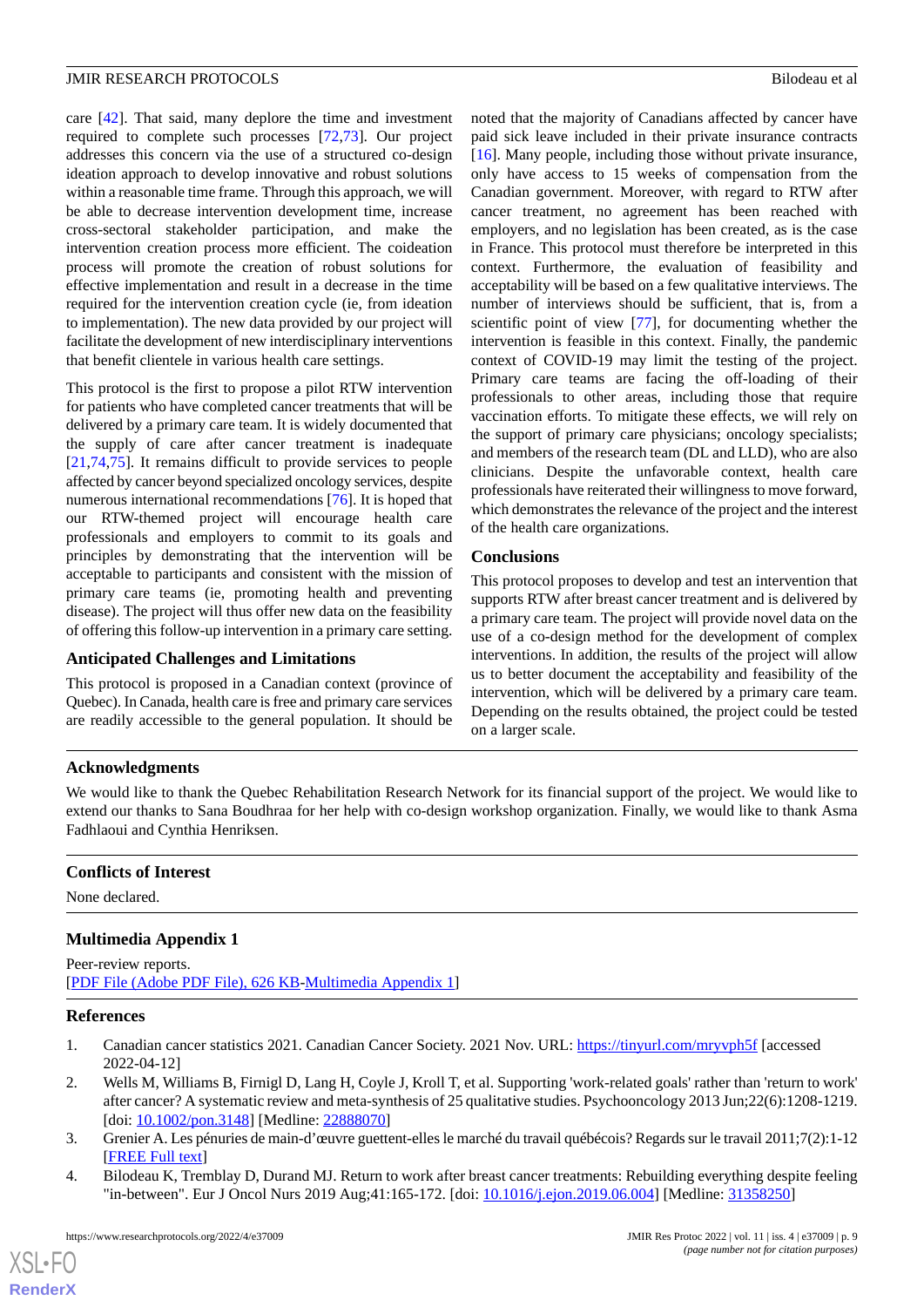care [42]. That said, many deplore the time and investment required to complete such processes [72,73]. Our project addresses this concern via the use of a structured co-design ideation approach to develop innovative and robust solutions within a reasonable time frame. Through this approach, we will be able to decrease intervention development time, increase cross-sectoral stakeholder participation, and make the intervention creation process more efficient. The coideation process will promote the creation of robust solutions for effective implementation and result in a decrease in the time required for the intervention creation cycle (ie, from ideation to implementation). The new data provided by our project will facilitate the development of new interdisciplinary interventions that benefit clientele in various health care settings.

This protocol is the first to propose a pilot RTW intervention for patients who have completed cancer treatments that will be delivered by a primary care team. It is widely documented that the supply of care after cancer treatment is inadequate [21,74,75]. It remains difficult to provide services to people affected by cancer beyond specialized oncology services, despite numerous international recommendations [76]. It is hoped that our RTW-themed project will encourage health care professionals and employers to commit to its goals and principles by demonstrating that the intervention will be acceptable to participants and consistent with the mission of primary care teams (ie, promoting health and preventing disease). The project will thus offer new data on the feasibility of offering this follow-up intervention in a primary care setting.

### Anticipated Challenges and Limitations

This protocol is proposed in a Canadian context (province of Quebec). In Canada, health care is free and primary care services are readily accessible to the general population. It should be noted that the majority of Canadians affected by cancer have paid sick leave included in their private insurance contracts [16]. Many people, including those without private insurance, only have access to 15 weeks of compensation from the Canadian government. Moreover, with regard to RTW after cancer treatment, no agreement has been reached with employers, and no legislation has been created, as is the case in France. This protocol must therefore be interpreted in this context. Furthermore, the evaluation of feasibility and acceptability will be based on a few qualitative interviews. The number of interviews should be sufficient, that is, from a scientific point of view [77], for documenting whether the intervention is feasible in this context. Finally, the pandemic context of COVID-19 may limit the testing of the project. Primary care teams are facing the off-loading of their professionals to other areas, including those that require vaccination efforts. To mitigate these effects, we will rely on the support of primary care physicians; oncology specialists; and members of the research team (DL and LLD), who are also clinicians. Despite the unfavorable context, health care professionals have reiterated their willingness to move forward, which demonstrates the relevance of the project and the interest of the health care organizations.

### Conclusions

This protocol proposes to develop and test an intervention that supports RTW after breast cancer treatment and is delivered by a primary care team. The project will provide novel data on the use of a co-design method for the development of complex interventions. In addition, the results of the project will allow us to better document the acceptability and feasibility of the intervention, which will be delivered by a primary care team. Depending on the results obtained, the project could be tested on a larger scale.

## Acknowledgments

We would like to thank the Quebec Rehabilitation Research Network for its financial support of the project. We would like to extend our thanks to Sana Boudhraa for her help with co-design workshop organization. Finally, we would like to thank Asma Fadhlaoui and Cynthia Henriksen.

## Conflicts of Interest

None declared.

## Multimedia Appendix 1

Peer-review reports.
[PDF File (Adobe PDF File), 626 KB-Multimedia Appendix 1]

## References

1. Canadian cancer statistics 2021. Canadian Cancer Society. 2021 Nov. URL: https://tinyurl.com/mryvph5f [accessed 2022-04-12]
2. Wells M, Williams B, Firnigl D, Lang H, Coyle J, Kroll T, et al. Supporting 'work-related goals' rather than 'return to work' after cancer? A systematic review and meta-synthesis of 25 qualitative studies. Psychooncology 2013 Jun;22(6):1208-1219. [doi: 10.1002/pon.3148] [Medline: 22888070]
3. Grenier A. Les pénuries de main-d'œuvre guettent-elles le marché du travail québécois? Regards sur le travail 2011;7(2):1-12 [FREE Full text]
4. Bilodeau K, Tremblay D, Durand MJ. Return to work after breast cancer treatments: Rebuilding everything despite feeling "in-between". Eur J Oncol Nurs 2019 Aug;41:165-172. [doi: 10.1016/j.ejon.2019.06.004] [Medline: 31358250]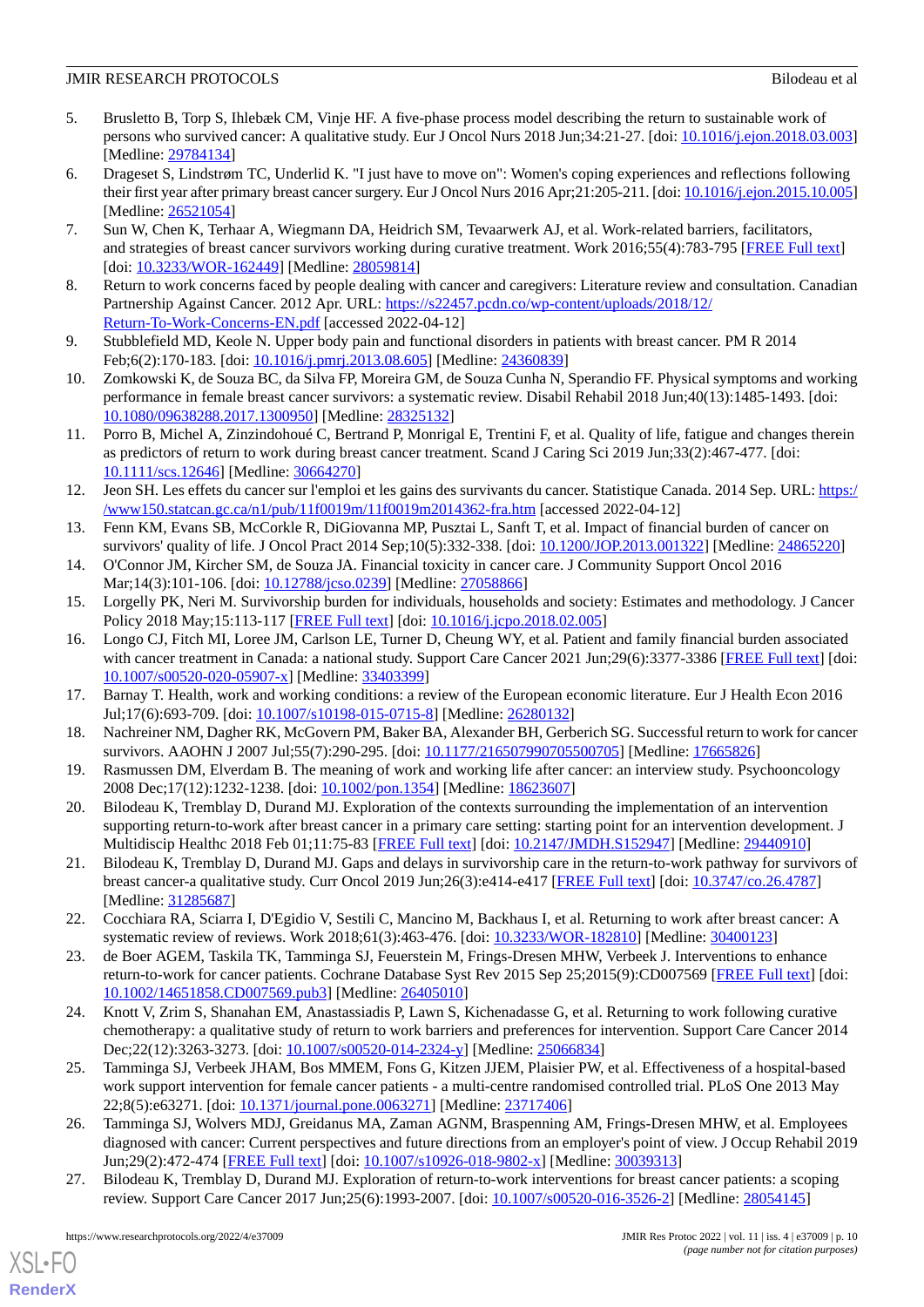5. Brusletto B, Torp S, Ihlebæk CM, Vinje HF. A five-phase process model describing the return to sustainable work of persons who survived cancer: A qualitative study. Eur J Oncol Nurs 2018 Jun;34:21-27. [doi: 10.1016/j.ejon.2018.03.003] [Medline: 29784134]
6. Drageset S, Lindstrøm TC, Underlid K. "I just have to move on": Women's coping experiences and reflections following their first year after primary breast cancer surgery. Eur J Oncol Nurs 2016 Apr;21:205-211. [doi: 10.1016/j.ejon.2015.10.005] [Medline: 26521054]
7. Sun W, Chen K, Terhaar A, Wiegmann DA, Heidrich SM, Tevaarwerk AJ, et al. Work-related barriers, facilitators, and strategies of breast cancer survivors working during curative treatment. Work 2016;55(4):783-795 [FREE Full text] [doi: 10.3233/WOR-162449] [Medline: 28059814]
8. Return to work concerns faced by people dealing with cancer and caregivers: Literature review and consultation. Canadian Partnership Against Cancer. 2012 Apr. URL: https://s22457.pcdn.co/wp-content/uploads/2018/12/Return-To-Work-Concerns-EN.pdf [accessed 2022-04-12]
9. Stubblefield MD, Keole N. Upper body pain and functional disorders in patients with breast cancer. PM R 2014 Feb;6(2):170-183. [doi: 10.1016/j.pmrj.2013.08.605] [Medline: 24360839]
10. Zomkowski K, de Souza BC, da Silva FP, Moreira GM, de Souza Cunha N, Sperandio FF. Physical symptoms and working performance in female breast cancer survivors: a systematic review. Disabil Rehabil 2018 Jun;40(13):1485-1493. [doi: 10.1080/09638288.2017.1300950] [Medline: 28325132]
11. Porro B, Michel A, Zinzindohoué C, Bertrand P, Monrigal E, Trentini F, et al. Quality of life, fatigue and changes therein as predictors of return to work during breast cancer treatment. Scand J Caring Sci 2019 Jun;33(2):467-477. [doi: 10.1111/scs.12646] [Medline: 30664270]
12. Jeon SH. Les effets du cancer sur l'emploi et les gains des survivants du cancer. Statistique Canada. 2014 Sep. URL: https://www150.statcan.gc.ca/n1/pub/11f0019m/11f0019m2014362-fra.htm [accessed 2022-04-12]
13. Fenn KM, Evans SB, McCorkle R, DiGiovanna MP, Pusztai L, Sanft T, et al. Impact of financial burden of cancer on survivors' quality of life. J Oncol Pract 2014 Sep;10(5):332-338. [doi: 10.1200/JOP.2013.001322] [Medline: 24865220]
14. O'Connor JM, Kircher SM, de Souza JA. Financial toxicity in cancer care. J Community Support Oncol 2016 Mar;14(3):101-106. [doi: 10.12788/jcso.0239] [Medline: 27058866]
15. Lorgelly PK, Neri M. Survivorship burden for individuals, households and society: Estimates and methodology. J Cancer Policy 2018 May;15:113-117 [FREE Full text] [doi: 10.1016/j.jcpo.2018.02.005]
16. Longo CJ, Fitch MI, Loree JM, Carlson LE, Turner D, Cheung WY, et al. Patient and family financial burden associated with cancer treatment in Canada: a national study. Support Care Cancer 2021 Jun;29(6):3377-3386 [FREE Full text] [doi: 10.1007/s00520-020-05907-x] [Medline: 33403399]
17. Barnay T. Health, work and working conditions: a review of the European economic literature. Eur J Health Econ 2016 Jul;17(6):693-709. [doi: 10.1007/s10198-015-0715-8] [Medline: 26280132]
18. Nachreiner NM, Dagher RK, McGovern PM, Baker BA, Alexander BH, Gerberich SG. Successful return to work for cancer survivors. AAOHN J 2007 Jul;55(7):290-295. [doi: 10.1177/216507990705500705] [Medline: 17665826]
19. Rasmussen DM, Elverdam B. The meaning of work and working life after cancer: an interview study. Psychooncology 2008 Dec;17(12):1232-1238. [doi: 10.1002/pon.1354] [Medline: 18623607]
20. Bilodeau K, Tremblay D, Durand MJ. Exploration of the contexts surrounding the implementation of an intervention supporting return-to-work after breast cancer in a primary care setting: starting point for an intervention development. J Multidiscip Healthc 2018 Feb 01;11:75-83 [FREE Full text] [doi: 10.2147/JMDH.S152947] [Medline: 29440910]
21. Bilodeau K, Tremblay D, Durand MJ. Gaps and delays in survivorship care in the return-to-work pathway for survivors of breast cancer-a qualitative study. Curr Oncol 2019 Jun;26(3):e414-e417 [FREE Full text] [doi: 10.3747/co.26.4787] [Medline: 31285687]
22. Cocchiara RA, Sciarra I, D'Egidio V, Sestili C, Mancino M, Backhaus I, et al. Returning to work after breast cancer: A systematic review of reviews. Work 2018;61(3):463-476. [doi: 10.3233/WOR-182810] [Medline: 30400123]
23. de Boer AGEM, Taskila TK, Tamminga SJ, Feuerstein M, Frings-Dresen MHW, Verbeek J. Interventions to enhance return-to-work for cancer patients. Cochrane Database Syst Rev 2015 Sep 25;2015(9):CD007569 [FREE Full text] [doi: 10.1002/14651858.CD007569.pub3] [Medline: 26405010]
24. Knott V, Zrim S, Shanahan EM, Anastassiadis P, Lawn S, Kichenadasse G, et al. Returning to work following curative chemotherapy: a qualitative study of return to work barriers and preferences for intervention. Support Care Cancer 2014 Dec;22(12):3263-3273. [doi: 10.1007/s00520-014-2324-y] [Medline: 25066834]
25. Tamminga SJ, Verbeek JHAM, Bos MMEM, Fons G, Kitzen JJEM, Plaisier PW, et al. Effectiveness of a hospital-based work support intervention for female cancer patients - a multi-centre randomised controlled trial. PLoS One 2013 May 22;8(5):e63271. [doi: 10.1371/journal.pone.0063271] [Medline: 23717406]
26. Tamminga SJ, Wolvers MDJ, Greidanus MA, Zaman AGNM, Braspenning AM, Frings-Dresen MHW, et al. Employees diagnosed with cancer: Current perspectives and future directions from an employer's point of view. J Occup Rehabil 2019 Jun;29(2):472-474 [FREE Full text] [doi: 10.1007/s10926-018-9802-x] [Medline: 30039313]
27. Bilodeau K, Tremblay D, Durand MJ. Exploration of return-to-work interventions for breast cancer patients: a scoping review. Support Care Cancer 2017 Jun;25(6):1993-2007. [doi: 10.1007/s00520-016-3526-2] [Medline: 28054145]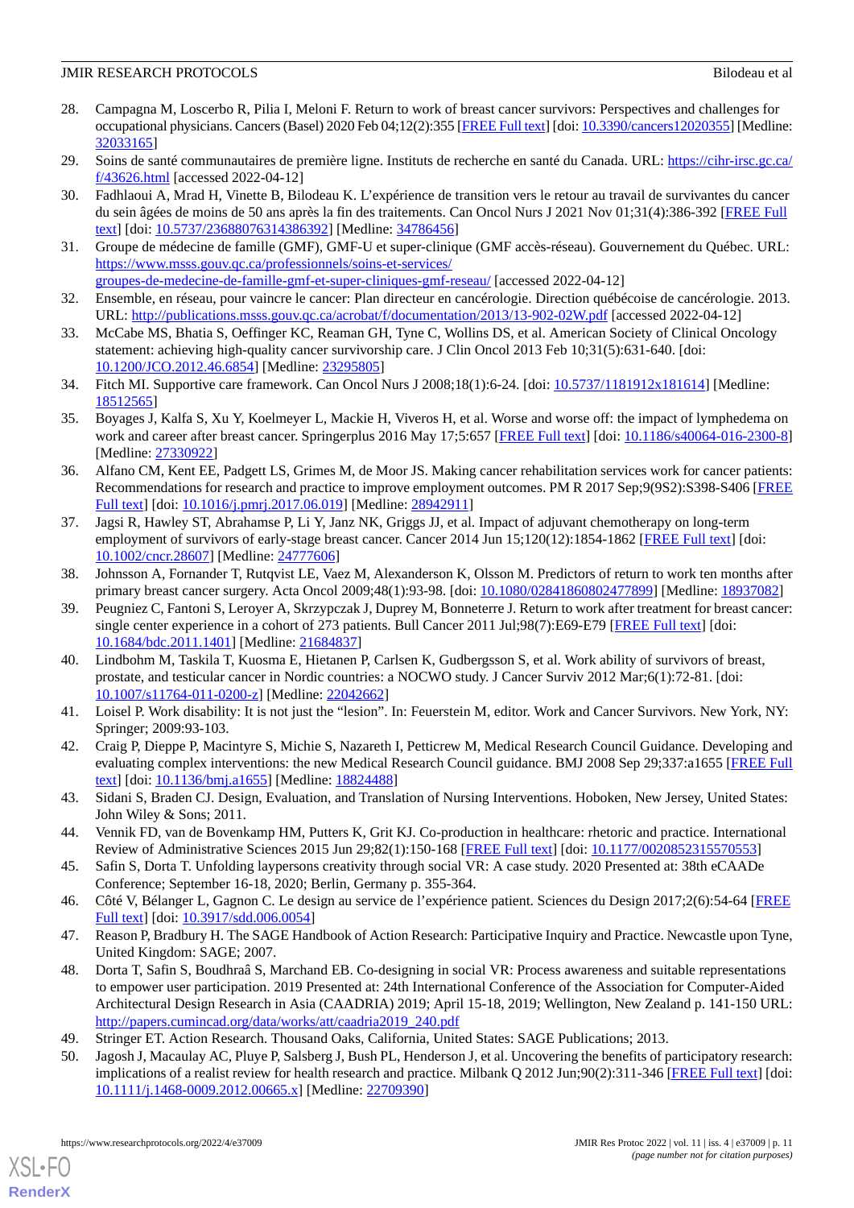28. Campagna M, Loscerbo R, Pilia I, Meloni F. Return to work of breast cancer survivors: Perspectives and challenges for occupational physicians. Cancers (Basel) 2020 Feb 04;12(2):355 [FREE Full text] [doi: 10.3390/cancers12020355] [Medline: 32033165]
29. Soins de santé communautaires de première ligne. Instituts de recherche en santé du Canada. URL: https://cihr-irsc.gc.ca/f/43626.html [accessed 2022-04-12]
30. Fadhlaoui A, Mrad H, Vinette B, Bilodeau K. L'expérience de transition vers le retour au travail de survivantes du cancer du sein âgées de moins de 50 ans après la fin des traitements. Can Oncol Nurs J 2021 Nov 01;31(4):386-392 [FREE Full text] [doi: 10.5737/23688076314386392] [Medline: 34786456]
31. Groupe de médecine de famille (GMF), GMF-U et super-clinique (GMF accès-réseau). Gouvernement du Québec. URL: https://www.msss.gouv.qc.ca/professionnels/soins-et-services/groupes-de-medecine-de-famille-gmf-et-super-cliniques-gmf-reseau/ [accessed 2022-04-12]
32. Ensemble, en réseau, pour vaincre le cancer: Plan directeur en cancérologie. Direction québécoise de cancérologie. 2013. URL: http://publications.msss.gouv.qc.ca/acrobat/f/documentation/2013/13-902-02W.pdf [accessed 2022-04-12]
33. McCabe MS, Bhatia S, Oeffinger KC, Reaman GH, Tyne C, Wollins DS, et al. American Society of Clinical Oncology statement: achieving high-quality cancer survivorship care. J Clin Oncol 2013 Feb 10;31(5):631-640. [doi: 10.1200/JCO.2012.46.6854] [Medline: 23295805]
34. Fitch MI. Supportive care framework. Can Oncol Nurs J 2008;18(1):6-24. [doi: 10.5737/1181912x181614] [Medline: 18512565]
35. Boyages J, Kalfa S, Xu Y, Koelmeyer L, Mackie H, Viveros H, et al. Worse and worse off: the impact of lymphedema on work and career after breast cancer. Springerplus 2016 May 17;5:657 [FREE Full text] [doi: 10.1186/s40064-016-2300-8] [Medline: 27330922]
36. Alfano CM, Kent EE, Padgett LS, Grimes M, de Moor JS. Making cancer rehabilitation services work for cancer patients: Recommendations for research and practice to improve employment outcomes. PM R 2017 Sep;9(9S2):S398-S406 [FREE Full text] [doi: 10.1016/j.pmrj.2017.06.019] [Medline: 28942911]
37. Jagsi R, Hawley ST, Abrahamse P, Li Y, Janz NK, Griggs JJ, et al. Impact of adjuvant chemotherapy on long-term employment of survivors of early-stage breast cancer. Cancer 2014 Jun 15;120(12):1854-1862 [FREE Full text] [doi: 10.1002/cncr.28607] [Medline: 24777606]
38. Johnsson A, Fornander T, Rutqvist LE, Vaez M, Alexanderson K, Olsson M. Predictors of return to work ten months after primary breast cancer surgery. Acta Oncol 2009;48(1):93-98. [doi: 10.1080/02841860802477899] [Medline: 18937082]
39. Peugniez C, Fantoni S, Leroyer A, Skrzypczak J, Duprey M, Bonneterre J. Return to work after treatment for breast cancer: single center experience in a cohort of 273 patients. Bull Cancer 2011 Jul;98(7):E69-E79 [FREE Full text] [doi: 10.1684/bdc.2011.1401] [Medline: 21684837]
40. Lindbohm M, Taskila T, Kuosma E, Hietanen P, Carlsen K, Gudbergsson S, et al. Work ability of survivors of breast, prostate, and testicular cancer in Nordic countries: a NOCWO study. J Cancer Surviv 2012 Mar;6(1):72-81. [doi: 10.1007/s11764-011-0200-z] [Medline: 22042662]
41. Loisel P. Work disability: It is not just the "lesion". In: Feuerstein M, editor. Work and Cancer Survivors. New York, NY: Springer; 2009:93-103.
42. Craig P, Dieppe P, Macintyre S, Michie S, Nazareth I, Petticrew M, Medical Research Council Guidance. Developing and evaluating complex interventions: the new Medical Research Council guidance. BMJ 2008 Sep 29;337:a1655 [FREE Full text] [doi: 10.1136/bmj.a1655] [Medline: 18824488]
43. Sidani S, Braden CJ. Design, Evaluation, and Translation of Nursing Interventions. Hoboken, New Jersey, United States: John Wiley & Sons; 2011.
44. Vennik FD, van de Bovenkamp HM, Putters K, Grit KJ. Co-production in healthcare: rhetoric and practice. International Review of Administrative Sciences 2015 Jun 29;82(1):150-168 [FREE Full text] [doi: 10.1177/0020852315570553]
45. Safin S, Dorta T. Unfolding laypersons creativity through social VR: A case study. 2020 Presented at: 38th eCAADe Conference; September 16-18, 2020; Berlin, Germany p. 355-364.
46. Côté V, Bélanger L, Gagnon C. Le design au service de l'expérience patient. Sciences du Design 2017;2(6):54-64 [FREE Full text] [doi: 10.3917/sdd.006.0054]
47. Reason P, Bradbury H. The SAGE Handbook of Action Research: Participative Inquiry and Practice. Newcastle upon Tyne, United Kingdom: SAGE; 2007.
48. Dorta T, Safin S, Boudhraâ S, Marchand EB. Co-designing in social VR: Process awareness and suitable representations to empower user participation. 2019 Presented at: 24th International Conference of the Association for Computer-Aided Architectural Design Research in Asia (CAADRIA) 2019; April 15-18, 2019; Wellington, New Zealand p. 141-150 URL: http://papers.cumincad.org/data/works/att/caadria2019_240.pdf
49. Stringer ET. Action Research. Thousand Oaks, California, United States: SAGE Publications; 2013.
50. Jagosh J, Macaulay AC, Pluye P, Salsberg J, Bush PL, Henderson J, et al. Uncovering the benefits of participatory research: implications of a realist review for health research and practice. Milbank Q 2012 Jun;90(2):311-346 [FREE Full text] [doi: 10.1111/j.1468-0009.2012.00665.x] [Medline: 22709390]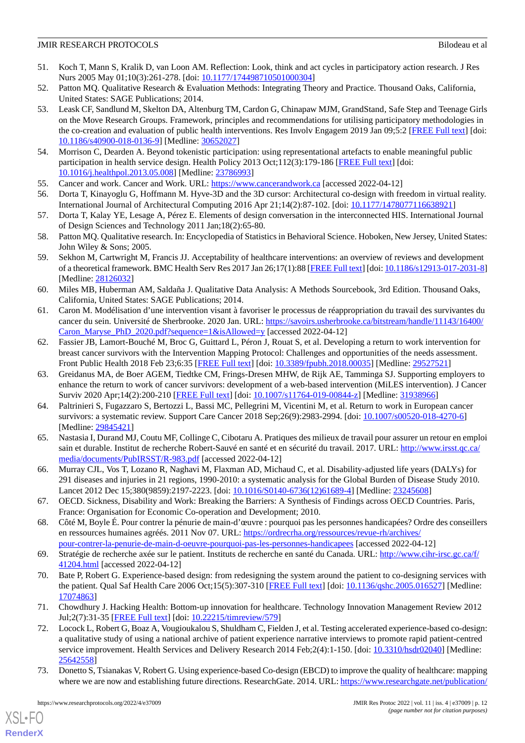51. Koch T, Mann S, Kralik D, van Loon AM. Reflection: Look, think and act cycles in participatory action research. J Res Nurs 2005 May 01;10(3):261-278. [doi: 10.1177/174498710501000304]
52. Patton MQ. Qualitative Research & Evaluation Methods: Integrating Theory and Practice. Thousand Oaks, California, United States: SAGE Publications; 2014.
53. Leask CF, Sandlund M, Skelton DA, Altenburg TM, Cardon G, Chinapaw MJM, GrandStand, Safe Step and Teenage Girls on the Move Research Groups. Framework, principles and recommendations for utilising participatory methodologies in the co-creation and evaluation of public health interventions. Res Involv Engagem 2019 Jan 09;5:2 [FREE Full text] [doi: 10.1186/s40900-018-0136-9] [Medline: 30652027]
54. Morrison C, Dearden A. Beyond tokenistic participation: using representational artefacts to enable meaningful public participation in health service design. Health Policy 2013 Oct;112(3):179-186 [FREE Full text] [doi: 10.1016/j.healthpol.2013.05.008] [Medline: 23786993]
55. Cancer and work. Cancer and Work. URL: https://www.cancerandwork.ca [accessed 2022-04-12]
56. Dorta T, Kinayoglu G, Hoffmann M. Hyve-3D and the 3D cursor: Architectural co-design with freedom in virtual reality. International Journal of Architectural Computing 2016 Apr 21;14(2):87-102. [doi: 10.1177/1478077116638921]
57. Dorta T, Kalay YE, Lesage A, Pérez E. Elements of design conversation in the interconnected HIS. International Journal of Design Sciences and Technology 2011 Jan;18(2):65-80.
58. Patton MQ. Qualitative research. In: Encyclopedia of Statistics in Behavioral Science. Hoboken, New Jersey, United States: John Wiley & Sons; 2005.
59. Sekhon M, Cartwright M, Francis JJ. Acceptability of healthcare interventions: an overview of reviews and development of a theoretical framework. BMC Health Serv Res 2017 Jan 26;17(1):88 [FREE Full text] [doi: 10.1186/s12913-017-2031-8] [Medline: 28126032]
60. Miles MB, Huberman AM, Saldaña J. Qualitative Data Analysis: A Methods Sourcebook, 3rd Edition. Thousand Oaks, California, United States: SAGE Publications; 2014.
61. Caron M. Modélisation d'une intervention visant à favoriser le processus de réappropriation du travail des survivantes du cancer du sein. Université de Sherbrooke. 2020 Jan. URL: https://savoirs.usherbrooke.ca/bitstream/handle/11143/16400/Caron_Maryse_PhD_2020.pdf?sequence=1&isAllowed=y [accessed 2022-04-12]
62. Fassier JB, Lamort-Bouché M, Broc G, Guittard L, Péron J, Rouat S, et al. Developing a return to work intervention for breast cancer survivors with the Intervention Mapping Protocol: Challenges and opportunities of the needs assessment. Front Public Health 2018 Feb 23;6:35 [FREE Full text] [doi: 10.3389/fpubh.2018.00035] [Medline: 29527521]
63. Greidanus MA, de Boer AGEM, Tiedtke CM, Frings-Dresen MHW, de Rijk AE, Tamminga SJ. Supporting employers to enhance the return to work of cancer survivors: development of a web-based intervention (MiLES intervention). J Cancer Surviv 2020 Apr;14(2):200-210 [FREE Full text] [doi: 10.1007/s11764-019-00844-z] [Medline: 31938966]
64. Paltrinieri S, Fugazzaro S, Bertozzi L, Bassi MC, Pellegrini M, Vicentini M, et al. Return to work in European cancer survivors: a systematic review. Support Care Cancer 2018 Sep;26(9):2983-2994. [doi: 10.1007/s00520-018-4270-6] [Medline: 29845421]
65. Nastasia I, Durand MJ, Coutu MF, Collinge C, Cibotaru A. Pratiques des milieux de travail pour assurer un retour en emploi sain et durable. Institut de recherche Robert-Sauvé en santé et en sécurité du travail. 2017. URL: http://www.irsst.qc.ca/media/documents/PubIRSST/R-983.pdf [accessed 2022-04-12]
66. Murray CJL, Vos T, Lozano R, Naghavi M, Flaxman AD, Michaud C, et al. Disability-adjusted life years (DALYs) for 291 diseases and injuries in 21 regions, 1990-2010: a systematic analysis for the Global Burden of Disease Study 2010. Lancet 2012 Dec 15;380(9859):2197-2223. [doi: 10.1016/S0140-6736(12)61689-4] [Medline: 23245608]
67. OECD. Sickness, Disability and Work: Breaking the Barriers: A Synthesis of Findings across OECD Countries. Paris, France: Organisation for Economic Co-operation and Development; 2010.
68. Côté M, Boyle É. Pour contrer la pénurie de main-d'œuvre : pourquoi pas les personnes handicapées? Ordre des conseillers en ressources humaines agréés. 2011 Nov 07. URL: https://ordrecrha.org/ressources/revue-rh/archives/pour-contrer-la-penurie-de-main-d-oeuvre-pourquoi-pas-les-personnes-handicapees [accessed 2022-04-12]
69. Stratégie de recherche axée sur le patient. Instituts de recherche en santé du Canada. URL: http://www.cihr-irsc.gc.ca/f/41204.html [accessed 2022-04-12]
70. Bate P, Robert G. Experience-based design: from redesigning the system around the patient to co-designing services with the patient. Qual Saf Health Care 2006 Oct;15(5):307-310 [FREE Full text] [doi: 10.1136/qshc.2005.016527] [Medline: 17074863]
71. Chowdhury J. Hacking Health: Bottom-up innovation for healthcare. Technology Innovation Management Review 2012 Jul;2(7):31-35 [FREE Full text] [doi: 10.22215/timreview/579]
72. Locock L, Robert G, Boaz A, Vougioukalou S, Shuldham C, Fielden J, et al. Testing accelerated experience-based co-design: a qualitative study of using a national archive of patient experience narrative interviews to promote rapid patient-centred service improvement. Health Services and Delivery Research 2014 Feb;2(4):1-150. [doi: 10.3310/hsdr02040] [Medline: 25642558]
73. Donetto S, Tsianakas V, Robert G. Using experience-based Co-design (EBCD) to improve the quality of healthcare: mapping where we are now and establishing future directions. ResearchGate. 2014. URL: https://www.researchgate.net/publication/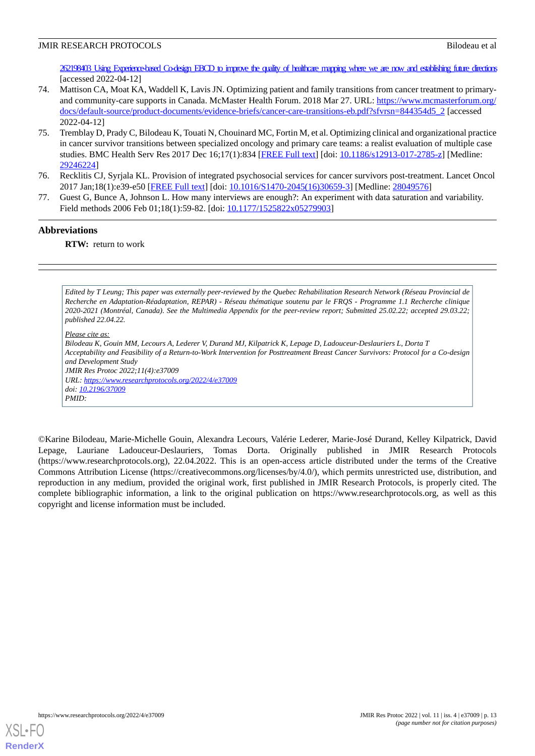262198403_Using_Experience-based_Co-design_EBCD_to_improve_the_quality_of_healthcare_mapping_where_we_are_now_and_establishing_future_directions [accessed 2022-04-12]

74. Mattison CA, Moat KA, Waddell K, Lavis JN. Optimizing patient and family transitions from cancer treatment to primary- and community-care supports in Canada. McMaster Health Forum. 2018 Mar 27. URL: https://www.mcmasterforum.org/docs/default-source/product-documents/evidence-briefs/cancer-care-transitions-eb.pdf?sfvrsn=844354d5_2 [accessed 2022-04-12]
75. Tremblay D, Prady C, Bilodeau K, Touati N, Chouinard MC, Fortin M, et al. Optimizing clinical and organizational practice in cancer survivor transitions between specialized oncology and primary care teams: a realist evaluation of multiple case studies. BMC Health Serv Res 2017 Dec 16;17(1):834 [FREE Full text] [doi: 10.1186/s12913-017-2785-z] [Medline: 29246224]
76. Recklitis CJ, Syrjala KL. Provision of integrated psychosocial services for cancer survivors post-treatment. Lancet Oncol 2017 Jan;18(1):e39-e50 [FREE Full text] [doi: 10.1016/S1470-2045(16)30659-3] [Medline: 28049576]
77. Guest G, Bunce A, Johnson L. How many interviews are enough?: An experiment with data saturation and variability. Field methods 2006 Feb 01;18(1):59-82. [doi: 10.1177/1525822x05279903]

## Abbreviations

**RTW:** return to work

*Edited by T Leung; This paper was externally peer-reviewed by the Quebec Rehabilitation Research Network (Réseau Provincial de Recherche en Adaptation-Réadaptation, REPAR) - Réseau thématique soutenu par le FRQS - Programme 1.1 Recherche clinique 2020-2021 (Montréal, Canada). See the Multimedia Appendix for the peer-review report; Submitted 25.02.22; accepted 29.03.22; published 22.04.22.*

*Please cite as:*
*Bilodeau K, Gouin MM, Lecours A, Lederer V, Durand MJ, Kilpatrick K, Lepage D, Ladouceur-Deslauriers L, Dorta T*
*Acceptability and Feasibility of a Return-to-Work Intervention for Posttreatment Breast Cancer Survivors: Protocol for a Co-design and Development Study*
*JMIR Res Protoc 2022;11(4):e37009*
*URL: https://www.researchprotocols.org/2022/4/e37009*
*doi: 10.2196/37009*
*PMID:*

©Karine Bilodeau, Marie-Michelle Gouin, Alexandra Lecours, Valérie Lederer, Marie-José Durand, Kelley Kilpatrick, David Lepage, Lauriane Ladouceur-Deslauriers, Tomas Dorta. Originally published in JMIR Research Protocols (https://www.researchprotocols.org), 22.04.2022. This is an open-access article distributed under the terms of the Creative Commons Attribution License (https://creativecommons.org/licenses/by/4.0/), which permits unrestricted use, distribution, and reproduction in any medium, provided the original work, first published in JMIR Research Protocols, is properly cited. The complete bibliographic information, a link to the original publication on https://www.researchprotocols.org, as well as this copyright and license information must be included.